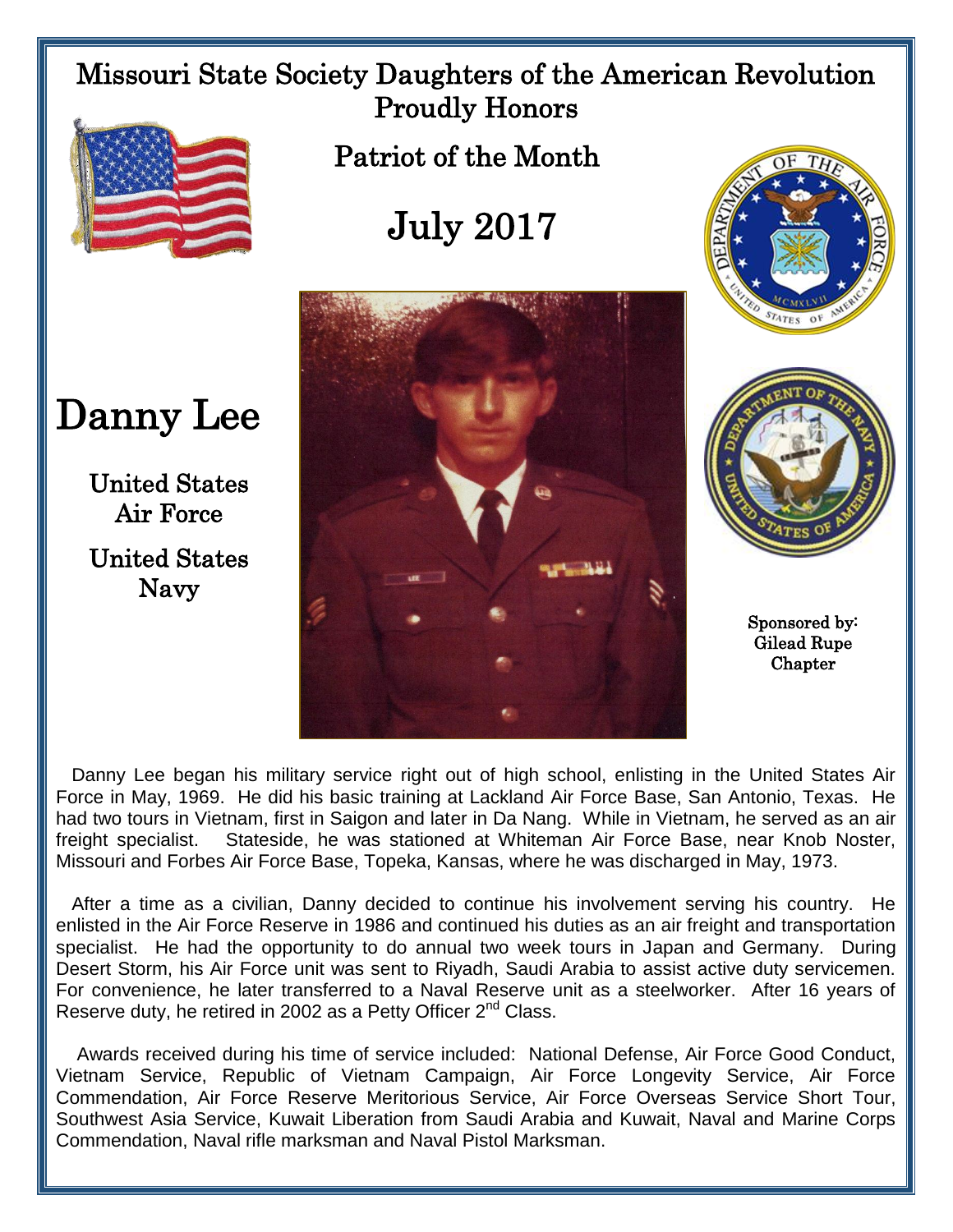# Missouri State Society Daughters of the American Revolution Proudly Honors

## Patriot of the Month

## July 2017

# Danny Lee

United States Air Force

United States Navy

Sponsored by: Gilead Rupe Chapter

Danny Lee began his military service right out of high school, enlisting in the United States Air Force in May, 1969. He did his basic training at Lackland Air Force Base, San Antonio, Texas. He had two tours in Vietnam, first in Saigon and later in Da Nang. While in Vietnam, he served as an air freight specialist. Stateside, he was stationed at Whiteman Air Force Base, near Knob Noster, Missouri and Forbes Air Force Base, Topeka, Kansas, where he was discharged in May, 1973.

After a time as a civilian, Danny decided to continue his involvement serving his country. He enlisted in the Air Force Reserve in 1986 and continued his duties as an air freight and transportation specialist. He had the opportunity to do annual two week tours in Japan and Germany. During Desert Storm, his Air Force unit was sent to Riyadh, Saudi Arabia to assist active duty servicemen. For convenience, he later transferred to a Naval Reserve unit as a steelworker. After 16 years of Reserve duty, he retired in 2002 as a Petty Officer 2nd Class.

Awards received during his time of service included: National Defense, Air Force Good Conduct, Vietnam Service, Republic of Vietnam Campaign, Air Force Longevity Service, Air Force Commendation, Air Force Reserve Meritorious Service, Air Force Overseas Service Short Tour, Southwest Asia Service, Kuwait Liberation from Saudi Arabia and Kuwait, Naval and Marine Corps Commendation, Naval rifle marksman and Naval Pistol Marksman.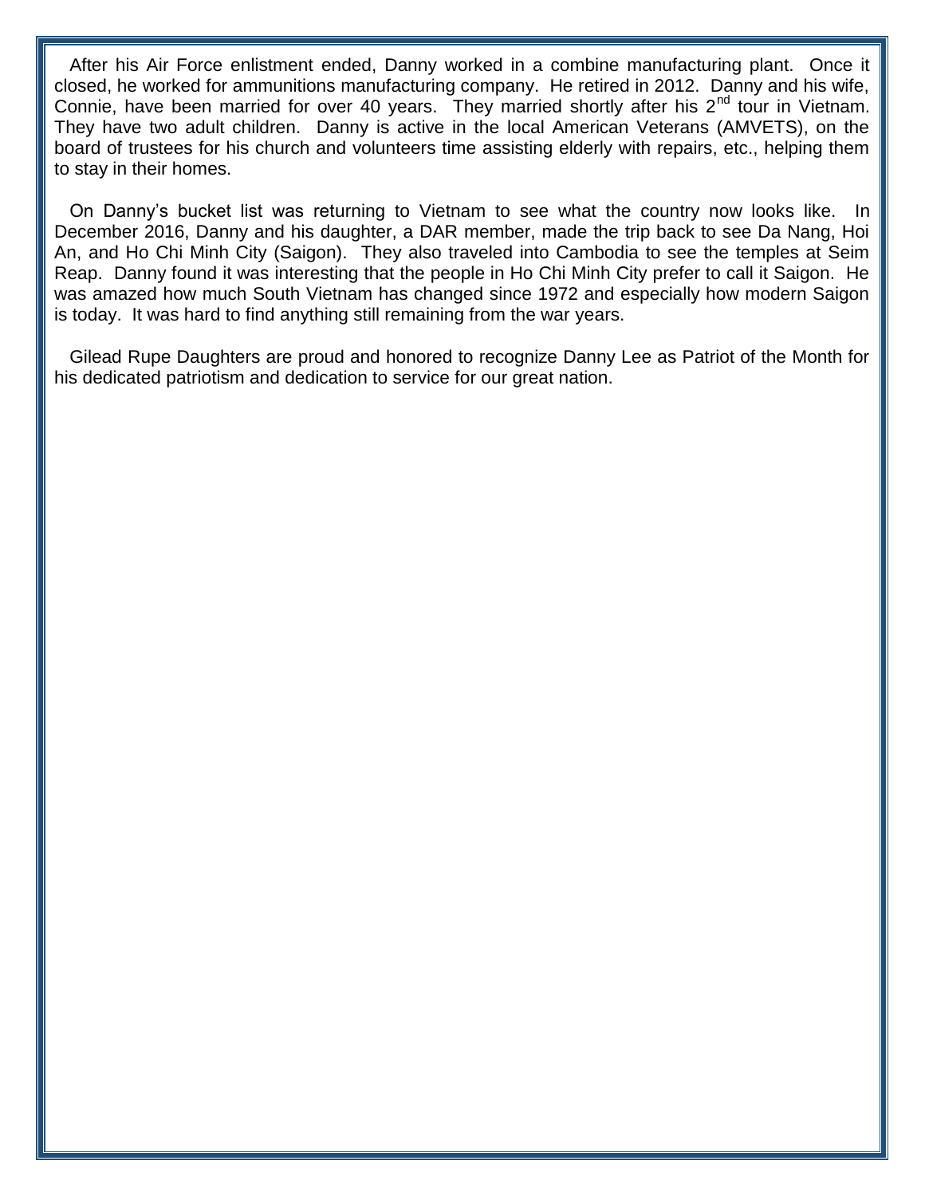After his Air Force enlistment ended, Danny worked in a combine manufacturing plant. Once it closed, he worked for ammunitions manufacturing company. He retired in 2012. Danny and his wife, Connie, have been married for over 40 years. They married shortly after his 2nd tour in Vietnam. They have two adult children. Danny is active in the local American Veterans (AMVETS), on the board of trustees for his church and volunteers time assisting elderly with repairs, etc., helping them to stay in their homes.

On Danny's bucket list was returning to Vietnam to see what the country now looks like. In December 2016, Danny and his daughter, a DAR member, made the trip back to see Da Nang, Hoi An, and Ho Chi Minh City (Saigon). They also traveled into Cambodia to see the temples at Seim Reap. Danny found it was interesting that the people in Ho Chi Minh City prefer to call it Saigon. He was amazed how much South Vietnam has changed since 1972 and especially how modern Saigon is today. It was hard to find anything still remaining from the war years.

Gilead Rupe Daughters are proud and honored to recognize Danny Lee as Patriot of the Month for his dedicated patriotism and dedication to service for our great nation.